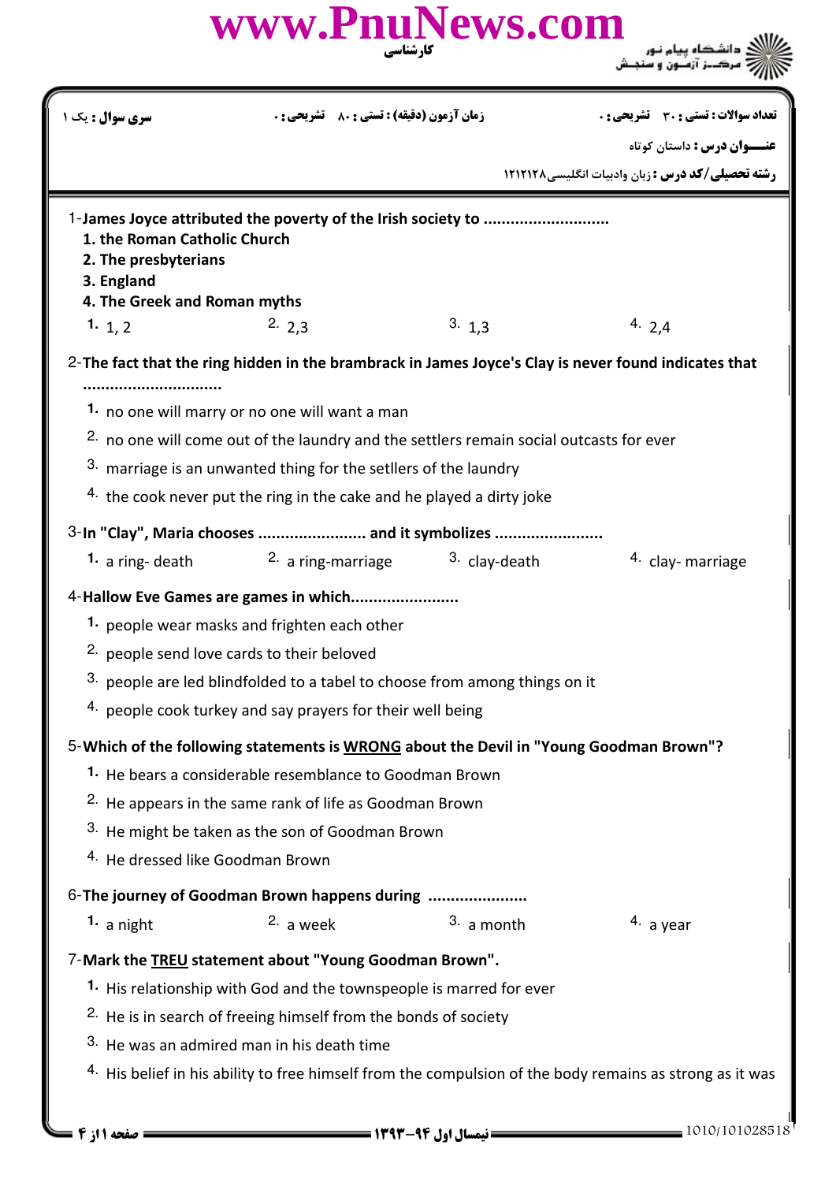www.PnuNews.com

کارشناسی

دانشگاه پیام نور
مرکز آزمون و سنجش

| سری سوال : یک ۱ | زمان آزمون (دقیقه) : تستی : ۸۰ تشریحی : ۰ | تعداد سوالات : تستی : ۳۰ تشریحی : ۰ |
|---|---|---|

**عنـــوان درس :** داستان کوتاه

**رشته تحصیلی/کد درس :** زبان وادبیات انگلیسی ۱۲۱۲۱۲۸

1-**James Joyce attributed the poverty of the Irish society to ..........................**

**1. the Roman Catholic Church**
**2. The presbyterians**
**3. England**
**4. The Greek and Roman myths**

1. 1, 2 2. 2,3 3. 1,3 4. 2,4

2-**The fact that the ring hidden in the brambrack in James Joyce's Clay is never found indicates that ..............................**

1. no one will marry or no one will want a man
2. no one will come out of the laundry and the settlers remain social outcasts for ever
3. marriage is an unwanted thing for the setllers of the laundry
4. the cook never put the ring in the cake and he played a dirty joke

3-**In "Clay", Maria chooses ....................... and it symbolizes .......................**

1. a ring- death 2. a ring-marriage 3. clay-death 4. clay- marriage

4-**Hallow Eve Games are games in which.......................**

1. people wear masks and frighten each other
2. people send love cards to their beloved
3. people are led blindfolded to a tabel to choose from among things on it
4. people cook turkey and say prayers for their well being

5-**Which of the following statements is <u>WRONG</u> about the Devil in "Young Goodman Brown"?**

1. He bears a considerable resemblance to Goodman Brown
2. He appears in the same rank of life as Goodman Brown
3. He might be taken as the son of Goodman Brown
4. He dressed like Goodman Brown

6-**The journey of Goodman Brown happens during .....................**

1. a night 2. a week 3. a month 4. a year

7-**Mark the <u>TREU</u> statement about "Young Goodman Brown".**

1. His relationship with God and the townspeople is marred for ever
2. He is in search of freeing himself from the bonds of society
3. He was an admired man in his death time
4. His belief in his ability to free himself from the compulsion of the body remains as strong as it was

نیمسال اول ۹۴-۱۳۹۳

1010/101028518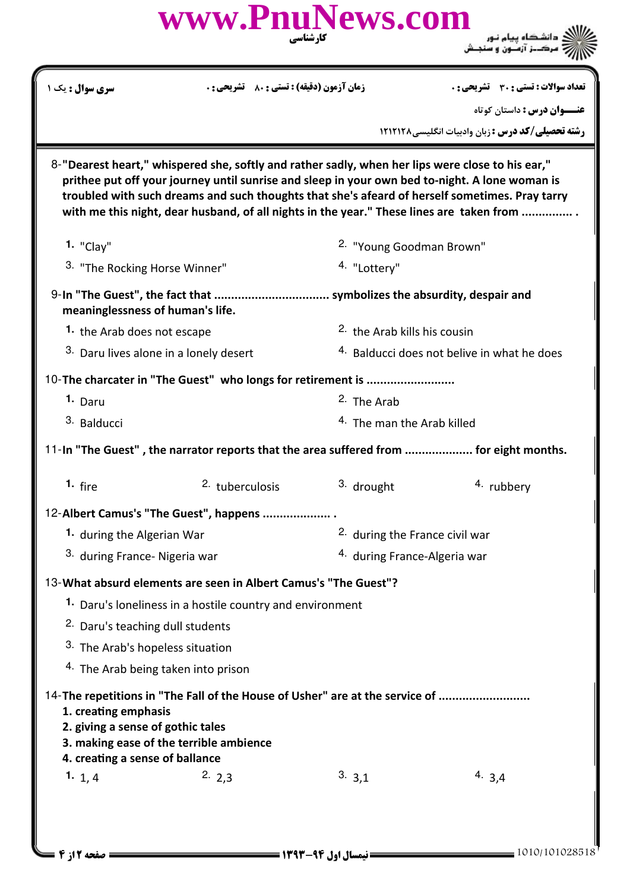8-**"Dearest heart," whispered she, softly and rather sadly, when her lips were close to his ear," prithee put off your journey until sunrise and sleep in your own bed to-night. A lone woman is troubled with such dreams and such thoughts that she's afeard of herself sometimes. Pray tarry with me this night, dear husband, of all nights in the year." These lines are taken from ............... .**

1. "Clay"
2. "Young Goodman Brown"
3. "The Rocking Horse Winner"
4. "Lottery"

9-**In "The Guest", the fact that ................................. symbolizes the absurdity, despair and meaninglessness of human's life.**

1. the Arab does not escape
2. the Arab kills his cousin
3. Daru lives alone in a lonely desert
4. Balducci does not belive in what he does

10-**The charcater in "The Guest" who longs for retirement is ..........................**

1. Daru
2. The Arab
3. Balducci
4. The man the Arab killed

11-**In "The Guest" , the narrator reports that the area suffered from .................... for eight months.**

1. fire
2. tuberculosis
3. drought
4. rubbery

12-**Albert Camus's "The Guest", happens .................... .**

1. during the Algerian War
2. during the France civil war
3. during France- Nigeria war
4. during France-Algeria war

13-**What absurd elements are seen in Albert Camus's "The Guest"?**

1. Daru's loneliness in a hostile country and environment
2. Daru's teaching dull students
3. The Arab's hopeless situation
4. The Arab being taken into prison

14-**The repetitions in "The Fall of the House of Usher" are at the service of ..........................**
**1. creating emphasis**
**2. giving a sense of gothic tales**
**3. making ease of the terrible ambience**
**4. creating a sense of ballance**

1. 1, 4
2. 2,3
3. 3,1
4. 3,4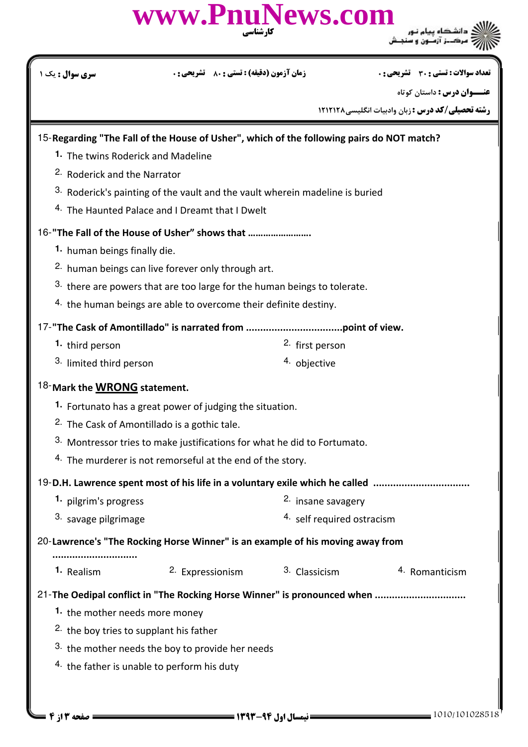سری سوال : یک ۱ | زمان آزمون (دقیقه) : تستی : ۸۰ تشریحی : ۰ | تعداد سوالات : تستی : ۳۰ تشریحی : ۰

عنـــوان درس : داستان کوتاه

رشته تحصیلی/کد درس : زبان وادبیات انگلیسی۱۲۱۲۱۲۸

15-**Regarding "The Fall of the House of Usher", which of the following pairs do NOT match?**

1. The twins Roderick and Madeline
2. Roderick and the Narrator
3. Roderick's painting of the vault and the vault wherein madeline is buried
4. The Haunted Palace and I Dreamt that I Dwelt

16-**"The Fall of the House of Usher" shows that ……………………..**

1. human beings finally die.
2. human beings can live forever only through art.
3. there are powers that are too large for the human beings to tolerate.
4. the human beings are able to overcome their definite destiny.

17-**"The Cask of Amontillado" is narrated from ..................................point of view.**

1. third person
2. first person
3. limited third person
4. objective

18-**Mark the <u>WRONG</u> statement.**

1. Fortunato has a great power of judging the situation.
2. The Cask of Amontillado is a gothic tale.
3. Montressor tries to make justifications for what he did to Fortumato.
4. The murderer is not remorseful at the end of the story.

19-**D.H. Lawrence spent most of his life in a voluntary exile which he called .................................**

1. pilgrim's progress
2. insane savagery
3. savage pilgrimage
4. self required ostracism

20-**Lawrence's "The Rocking Horse Winner" is an example of his moving away from .............................**

1. Realism
2. Expressionism
3. Classicism
4. Romanticism

21-**The Oedipal conflict in "The Rocking Horse Winner" is pronounced when ...............................**

1. the mother needs more money
2. the boy tries to supplant his father
3. the mother needs the boy to provide her needs
4. the father is unable to perform his duty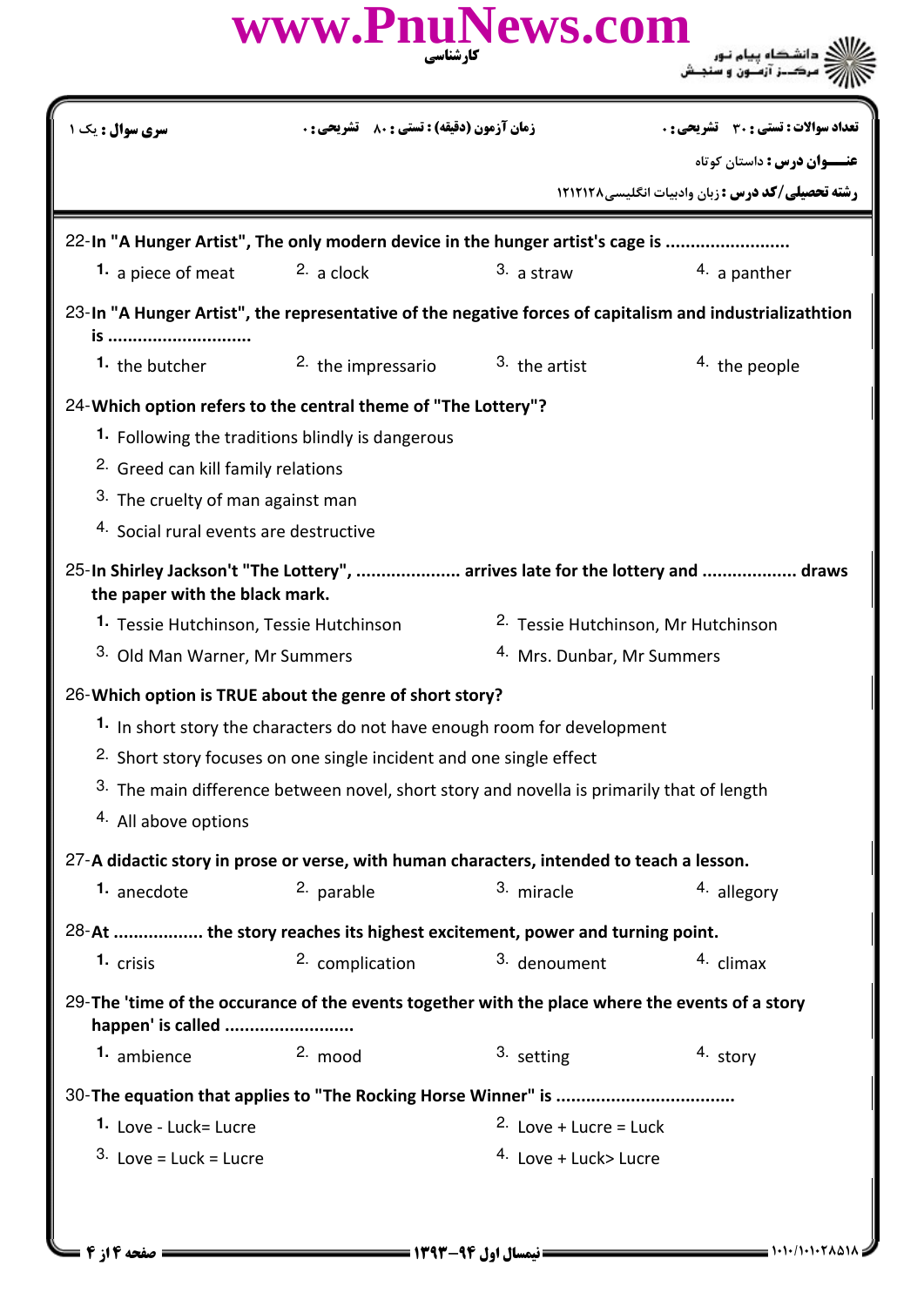22-**In "A Hunger Artist", The only modern device in the hunger artist's cage is ........................**

1. a piece of meat
2. a clock
3. a straw
4. a panther

23-**In "A Hunger Artist", the representative of the negative forces of capitalism and industrializathtion is ............................**

1. the butcher
2. the impressario
3. the artist
4. the people

24-**Which option refers to the central theme of "The Lottery"?**

1. Following the traditions blindly is dangerous
2. Greed can kill family relations
3. The cruelty of man against man
4. Social rural events are destructive

25-**In Shirley Jackson't "The Lottery", .................... arrives late for the lottery and .................. draws the paper with the black mark.**

1. Tessie Hutchinson, Tessie Hutchinson
2. Tessie Hutchinson, Mr Hutchinson
3. Old Man Warner, Mr Summers
4. Mrs. Dunbar, Mr Summers

26-**Which option is TRUE about the genre of short story?**

1. In short story the characters do not have enough room for development
2. Short story focuses on one single incident and one single effect
3. The main difference between novel, short story and novella is primarily that of length
4. All above options

27-**A didactic story in prose or verse, with human characters, intended to teach a lesson.**

1. anecdote
2. parable
3. miracle
4. allegory

28-**At .................. the story reaches its highest excitement, power and turning point.**

1. crisis
2. complication
3. denoument
4. climax

29-**The 'time of the occurance of the events together with the place where the events of a story happen' is called .........................**

1. ambience
2. mood
3. setting
4. story

30-**The equation that applies to "The Rocking Horse Winner" is ...................................**

1. Love - Luck= Lucre
2. Love + Lucre = Luck
3. Love = Luck = Lucre
4. Love + Luck> Lucre